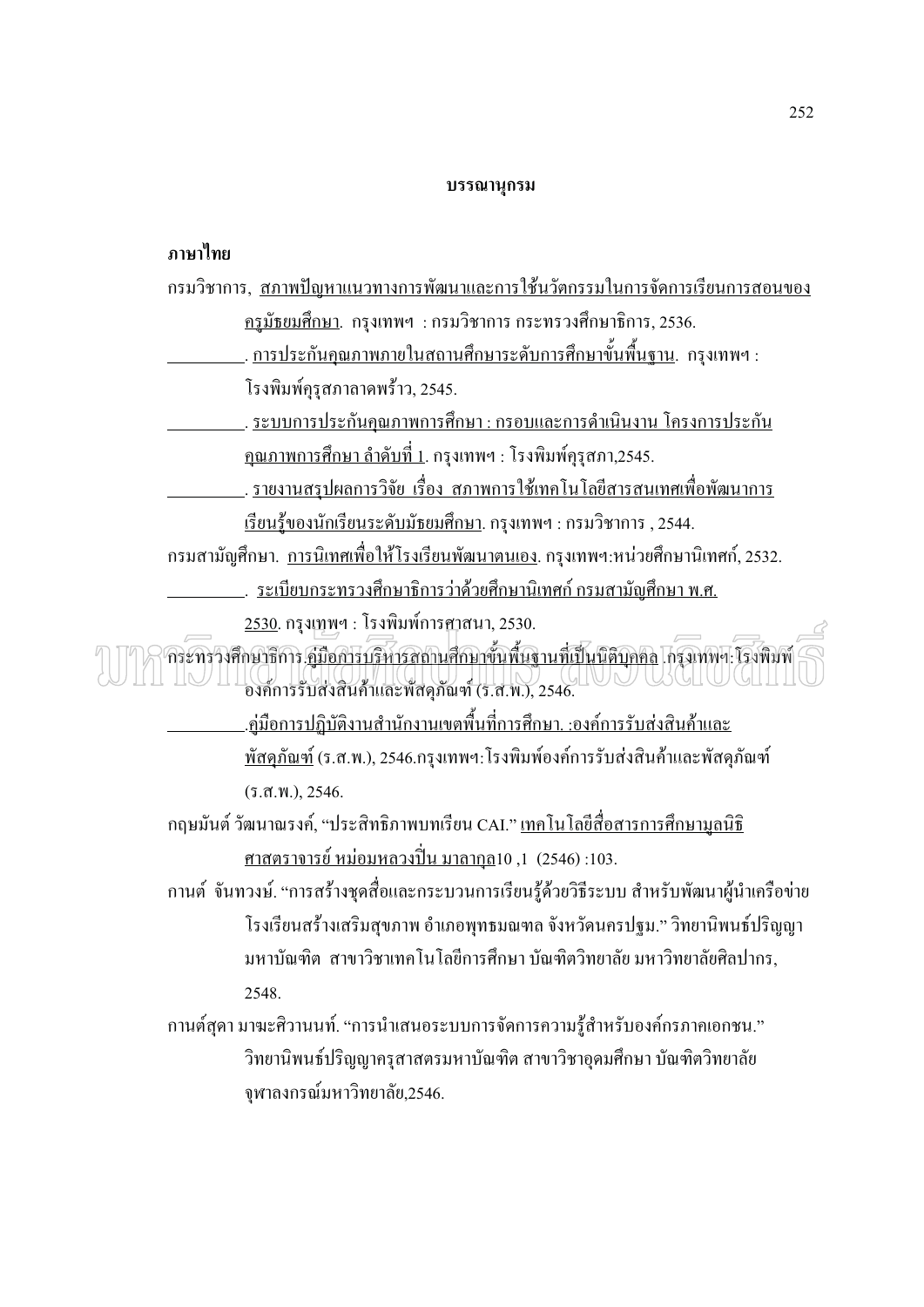# บรรณานุกรม

**ภาษาไทย**

กรมวิชาการ, สภาพปัญหาแนวทางการพัฒนาและการใช้นวัตกรรมในการจัดการเรียนการสอนของครูมัธยมศึกษา. กรุงเทพฯ : กรมวิชาการ กระทรวงศึกษาธิการ, 2536.

__________. การประกันคุณภาพภายในสถานศึกษาระดับการศึกษาขั้นพื้นฐาน. กรุงเทพฯ : โรงพิมพ์คุรุสภาลาดพร้าว, 2545.

__________. ระบบการประกันคุณภาพการศึกษา : กรอบและการดำเนินงาน โครงการประกันคุณภาพการศึกษา ลำดับที่ 1. กรุงเทพฯ : โรงพิมพ์คุรุสภา,2545.

__________. รายงานสรุปผลการวิจัย เรื่อง สภาพการใช้เทคโนโลยีสารสนเทศเพื่อพัฒนาการเรียนรู้ของนักเรียนระดับมัธยมศึกษา. กรุงเทพฯ : กรมวิชาการ , 2544.

กรมสามัญศึกษา. การนิเทศเพื่อให้โรงเรียนพัฒนาตนเอง. กรุงเทพฯ:หน่วยศึกษานิเทศก์, 2532.

__________. ระเบียบกระทรวงศึกษาธิการว่าด้วยศึกษานิเทศก์ กรมสามัญศึกษา พ.ศ. 2530. กรุงเทพฯ : โรงพิมพ์การศาสนา, 2530.

กระทรวงศึกษาธิการ.คู่มือการบริหารสถานศึกษาขั้นพื้นฐานที่เป็นนิติบุคคล .กรุงเทพฯ:โรงพิมพ์องค์การรับส่งสินค้าและพัสดุภัณฑ์ (ร.ส.พ.), 2546.

__________.คู่มือการปฏิบัติงานสำนักงานเขตพื้นที่การศึกษา. :องค์การรับส่งสินค้าและพัสดุภัณฑ์ (ร.ส.พ.), 2546.กรุงเทพฯ:โรงพิมพ์องค์การรับส่งสินค้าและพัสดุภัณฑ์ (ร.ส.พ.), 2546.

กฤษมันต์ วัฒนาณรงค์, "ประสิทธิภาพบทเรียน CAI." เทคโนโลยีสื่อสารการศึกษามูลนิธิศาสตราจารย์ หม่อมหลวงปิ่น มาลากุล10 ,1 (2546) :103.

กานต์ จันทวงษ์. "การสร้างชุดสื่อและกระบวนการเรียนรู้ด้วยวิธีระบบ สำหรับพัฒนาผู้นำเครือข่ายโรงเรียนสร้างเสริมสุขภาพ อำเภอพุทธมณฑล จังหวัดนครปฐม." วิทยานิพนธ์ปริญญามหาบัณฑิต สาขาวิชาเทคโนโลยีการศึกษา บัณฑิตวิทยาลัย มหาวิทยาลัยศิลปากร, 2548.

กานต์สุดา มาฆะศิรานนท์. "การนำเสนอระบบการจัดการความรู้สำหรับองค์กรภาคเอกชน." วิทยานิพนธ์ปริญญาครุศาสตรมหาบัณฑิต สาขาวิชาอุดมศึกษา บัณฑิตวิทยาลัย จุฬาลงกรณ์มหาวิทยาลัย,2546.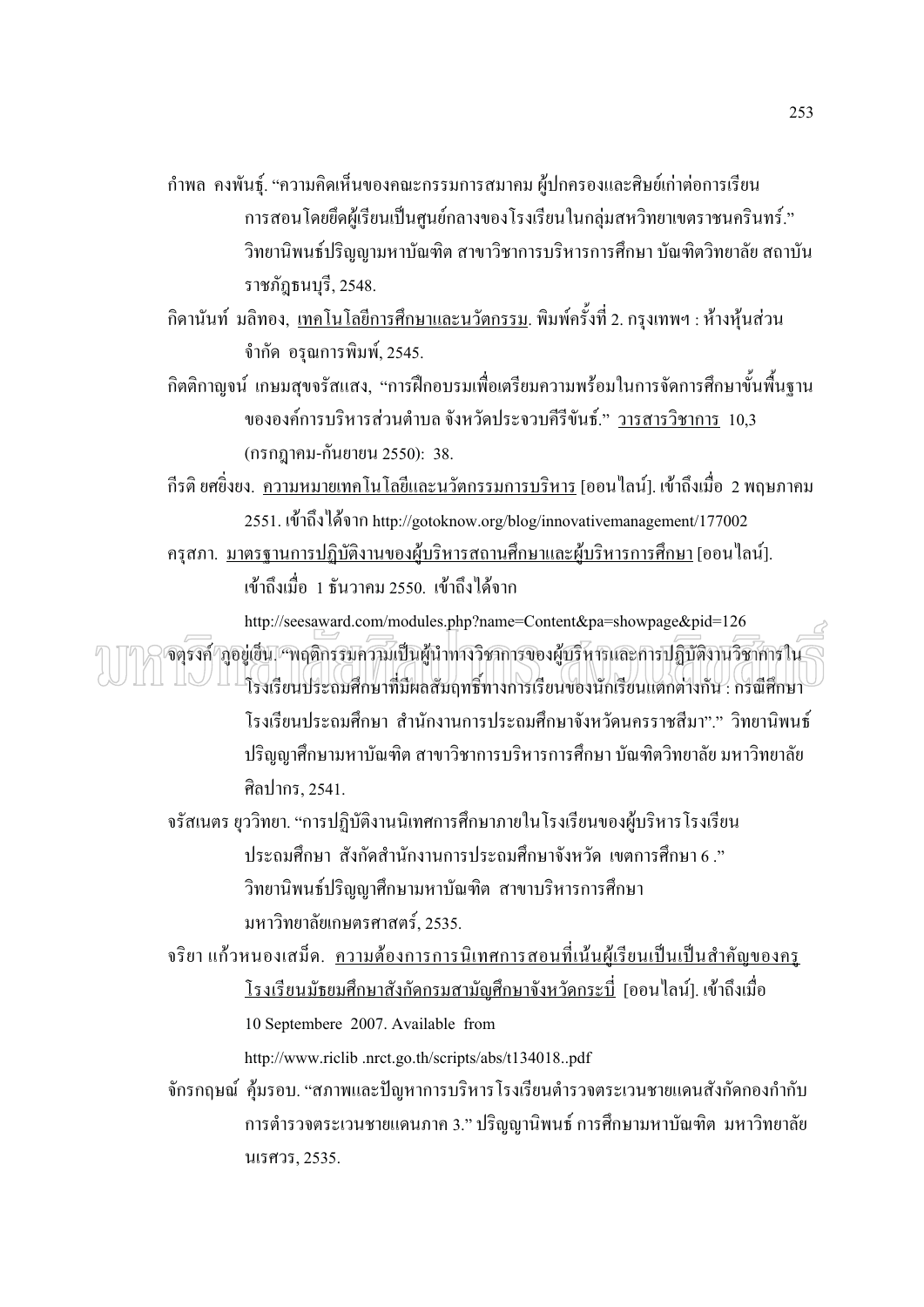กำพล คงพันธุ์. "ความคิดเห็นของคณะกรรมการสมาคม ผู้ปกครองและศิษย์เก่าต่อการเรียนการสอนโดยยึดผู้เรียนเป็นศูนย์กลางของโรงเรียนในกลุ่มสหวิทยาเขตราชนครินทร์." วิทยานิพนธ์ปริญญามหาบัณฑิต สาขาวิชาการบริหารการศึกษา บัณฑิตวิทยาลัย สถาบันราชภัฏธนบุรี, 2548.

กิดานันท์ มลิทอง, <u>เทคโนโลยีการศึกษาและนวัตกรรม</u>. พิมพ์ครั้งที่ 2. กรุงเทพฯ : ห้างหุ้นส่วนจำกัด อรุณการพิมพ์, 2545.

กิตติกาญจน์ เกษมสุขจรัสแสง, "การฝึกอบรมเพื่อเตรียมความพร้อมในการจัดการศึกษาขั้นพื้นฐานขององค์การบริหารส่วนตำบล จังหวัดประจวบคีรีขันธ์." <u>วารสารวิชาการ</u> 10,3 (กรกฎาคม-กันยายน 2550): 38.

กีรติ ยศยิ่งยง. <u>ความหมายเทคโนโลยีและนวัตกรรมการบริหาร</u> [ออนไลน์]. เข้าถึงเมื่อ 2 พฤษภาคม 2551. เข้าถึงได้จาก http://gotoknow.org/blog/innovativemanagement/177002

ครุสภา. <u>มาตรฐานการปฏิบัติงานของผู้บริหารสถานศึกษาและผู้บริหารการศึกษา</u> [ออนไลน์]. เข้าถึงเมื่อ 1 ธันวาคม 2550. เข้าถึงได้จาก http://seesaward.com/modules.php?name=Content&pa=showpage&pid=126

จตุรงค์ ภูอยู่เย็น. "พฤติกรรมความเป็นผู้นำทางวิชาการของผู้บริหารและการปฏิบัติงานวิชาการในโรงเรียนประถมศึกษาที่มีผลสัมฤทธิ์ทางการเรียนของนักเรียนแตกต่างกัน : กรณีศึกษาโรงเรียนประถมศึกษา สำนักงานการประถมศึกษาจังหวัดนครราชสีมา"." วิทยานิพนธ์ปริญญาศึกษามหาบัณฑิต สาขาวิชาการบริหารการศึกษา บัณฑิตวิทยาลัย มหาวิทยาลัยศิลปากร, 2541.

จรัสเนตร ยุววิทยา. "การปฏิบัติงานนิเทศการศึกษาภายในโรงเรียนของผู้บริหารโรงเรียนประถมศึกษา สังกัดสำนักงานการประถมศึกษาจังหวัด เขตการศึกษา 6 ." วิทยานิพนธ์ปริญญาศึกษามหาบัณฑิต สาขาบริหารการศึกษา มหาวิทยาลัยเกษตรศาสตร์, 2535.

จริยา แก้วหนองเสม็ด. <u>ความต้องการการนิเทศการสอนที่เน้นผู้เรียนเป็นเป็นสำคัญของครูโรงเรียนมัธยมศึกษาสังกัดกรมสามัญศึกษาจังหวัดกระบี่</u> [ออนไลน์]. เข้าถึงเมื่อ 10 Septembere 2007. Available from http://www.riclib .nrct.go.th/scripts/abs/t134018..pdf

จักรกฤษณ์ คุ้มรอบ. "สภาพและปัญหาการบริหารโรงเรียนตำรวจตระเวนชายแดนสังกัดกองกำกับการตำรวจตระเวนชายแดนภาค 3." ปริญญานิพนธ์ การศึกษามหาบัณฑิต มหาวิทยาลัยนเรศวร, 2535.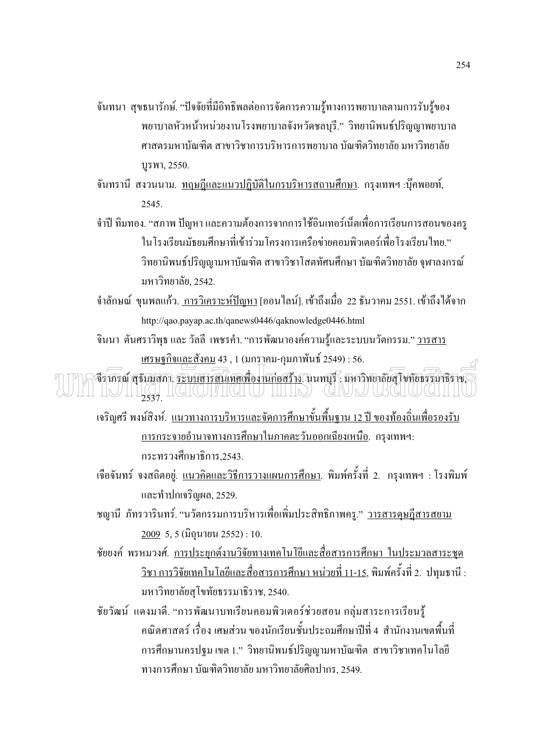จันทนา สุขธนารักษ์. "ปัจจัยที่มีอิทธิพลต่อการจัดการความรู้ทางการพยาบาลตามการรับรู้ของพยาบาลหัวหน้าหน่วยงานโรงพยาบาลจังหวัดชลบุรี." วิทยานิพนธ์ปริญญาพยาบาลศาสตรมหาบัณฑิต สาขาวิชาการบริหารการพยาบาล บัณฑิตวิทยาลัย มหาวิทยาลัยบูรพา, 2550.

จันทรานี สงวนนาม. ทฤษฎีและแนวปฏิบัติในกรบริหารสถานศึกษา. กรุงเทพฯ :บุ๊คพอยท์, 2545.

จำปี ทิมทอง. "สภาพ ปัญหา และความต้องการจากการใช้อินเทอร์เน็ตเพื่อการเรียนการสอนของครูในโรงเรียนมัธยมศึกษาที่เข้าร่วมโครงการเครือข่ายคอมพิวเตอร์เพื่อโรงเรียนไทย." วิทยานิพนธ์ปริญญามหาบัณฑิต สาขาวิชาโสตทัศนศึกษา บัณฑิตวิทยาลัย จุฬาลงกรณ์มหาวิทยาลัย, 2542.

จำลักษณ์ ขุนพลแก้ว. การวิเคราะห์ปัญหา [ออนไลน์]. เข้าถึงเมื่อ 22 ธันวาคม 2551. เข้าถึงได้จาก http://qao.payap.ac.th/qanews0446/qaknowledge0446.html

จินนา ตันศราวิพุธ และ วัลลี เพชรคำ. "การพัฒนาองค์ความรู้และระบบนวัตกรรม." วารสารเศรษฐกิจและสังคม 43 , 1 (มกราคม-กุมภาพันธ์ 2549) : 56.

จีราภรณ์ สุธัมมสภา. ระบบสารสนเทศเพื่องานก่อสร้าง. นนทบุรี : มหาวิทยาลัยสุโขทัยธรรมาธิราช, 2537.

เจริญศรี พงษ์สิงห์. แนวทางการบริหารและจัดการศึกษาขั้นพื้นฐาน 12 ปี ของท้องถิ่นเพื่อรองรับการกระจายอำนาจทางการศึกษาในภาคตะวันออกเฉียงเหนือ. กรุงเทพฯ: กระทรวงศึกษาธิการ,2543.

เจือจันทร์ จงสถิตอยู่. แนวคิดและวิธีการวางแผนการศึกษา. พิมพ์ครั้งที่ 2. กรุงเทพฯ : โรงพิมพ์และทำปกเจริญผล, 2529.

ชญานี ภัทรวารินทร์. "นวัตกรรมการบริหารเพื่อเพิ่มประสิทธิภาพครู." วารสารดุษฎีสารสยาม 2009 5, 5 (มิถุนายน 2552) : 10.

ชัยยงค์ พรหมวงศ์. การประยุกต์งานวิจัยทางเทคโนโยีและสื่อสารการศึกษา ในประมวลสาระชุดวิชา การวิจัยเทคโนโลยีและสื่อสารการศึกษา หน่วยที่ 11-15, พิมพ์ครั้งที่ 2. ปทุมธานี : มหาวิทยาลัยสุโขทัยธรรมาธิราช, 2540.

ชัยวัฒน์ แดงมาดี. "การพัฒนาบทเรียนคอมพิวเตอร์ช่วยสอน กลุ่มสาระการเรียนรู้คณิตศาสตร์ เรื่อง เศษส่วน ของนักเรียนชั้นประถมศึกษาปีที่ 4 สำนักงานเขตพื้นที่การศึกษานครปฐม เขต 1." วิทยานิพนธ์ปริญญามหาบัณฑิต สาขาวิชาเทคโนโลยีทางการศึกษา บัณฑิตวิทยาลัย มหาวิทยาลัยศิลปากร, 2549.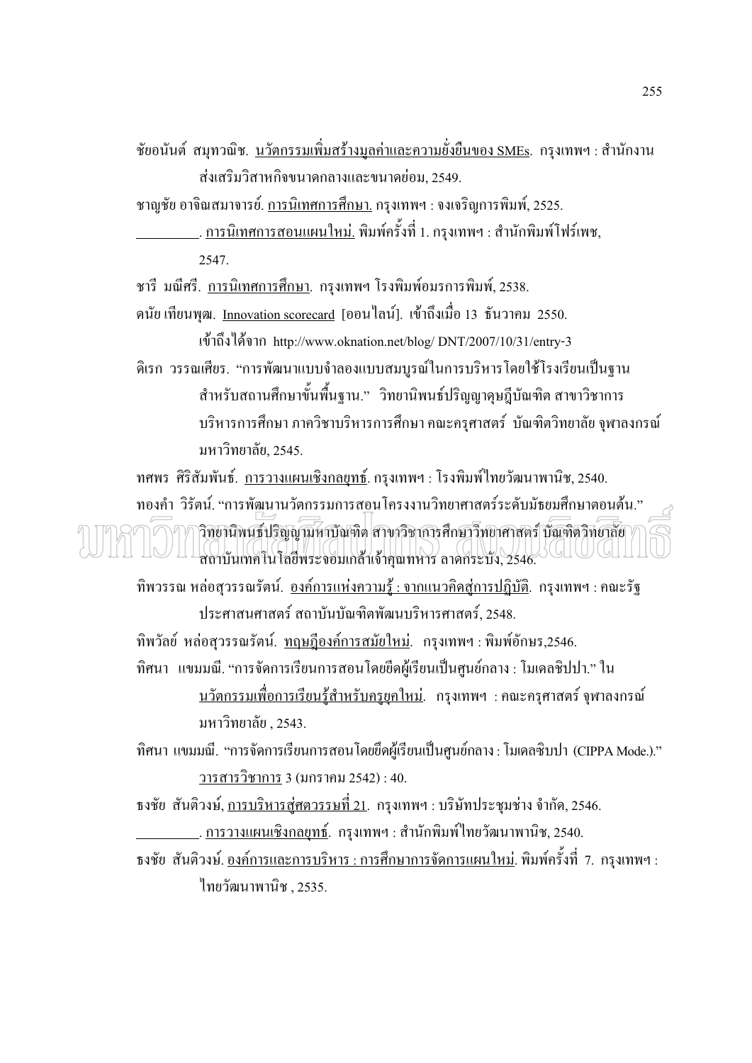ชัยอนันต์ สมุทวณิช. <u>นวัตกรรมเพิ่มสร้างมูลค่าและความยั่งยืนของ SMEs</u>. กรุงเทพฯ : สำนักงานส่งเสริมวิสาหกิจขนาดกลางและขนาดย่อม, 2549.

ชาญชัย อาจิณสมาจารย์. <u>การนิเทศการศึกษา.</u> กรุงเทพฯ : จงเจริญการพิมพ์, 2525.

_________. <u>การนิเทศการสอนแผนใหม่.</u> พิมพ์ครั้งที่ 1. กรุงเทพฯ : สำนักพิมพ์โฟร์เพซ, 2547.

ชารี มณีศรี. <u>การนิเทศการศึกษา</u>. กรุงเทพฯ โรงพิมพ์อมรการพิมพ์, 2538.

ดนัย เทียนพุฒ. <u>Innovation scorecard</u> [ออนไลน์]. เข้าถึงเมื่อ 13 ธันวาคม 2550. เข้าถึงได้จาก http://www.oknation.net/blog/ DNT/2007/10/31/entry-3

ดิเรก วรรณเศียร. "การพัฒนาแบบจำลองแบบสมบูรณ์ในการบริหารโดยใช้โรงเรียนเป็นฐานสำหรับสถานศึกษาขั้นพื้นฐาน." วิทยานิพนธ์ปริญญาดุษฎีบัณฑิต สาขาวิชาการบริหารการศึกษา ภาควิชาบริหารการศึกษา คณะครุศาสตร์ บัณฑิตวิทยาลัย จุฬาลงกรณ์มหาวิทยาลัย, 2545.

ทศพร ศิริสัมพันธ์. <u>การวางแผนเชิงกลยุทธ์</u>. กรุงเทพฯ : โรงพิมพ์ไทยวัฒนาพานิช, 2540.

ทองคำ วิรัตน์. "การพัฒนานวัตกรรมการสอนโครงงานวิทยาศาสตร์ระดับมัธยมศึกษาตอนต้น." วิทยานิพนธ์ปริญญามหาบัณฑิต สาขาวิชาการศึกษาวิทยาศาสตร์ บัณฑิตวิทยาลัย สถาบันเทคโนโลยีพระจอมเกล้าเจ้าคุณทหาร ลาดกระบัง, 2546.

ทิพวรรณ หล่อสุวรรณรัตน์. <u>องค์การแห่งความรู้ : จากแนวคิดสู่การปฏิบัติ</u>. กรุงเทพฯ : คณะรัฐประศาสนศาสตร์ สถาบันบัณฑิตพัฒนบริหารศาสตร์, 2548.

ทิพวัลย์ หล่อสุวรรณรัตน์. <u>ทฤษฎีองค์การสมัยใหม่</u>. กรุงเทพฯ : พิมพ์อักษร,2546.

ทิศนา แขมมณี. "การจัดการเรียนการสอนโดยยึดผู้เรียนเป็นศูนย์กลาง : โมเดลซิปปา." ใน <u>นวัตกรรมเพื่อการเรียนรู้สำหรับครูยุคใหม่</u>. กรุงเทพฯ : คณะครุศาสตร์ จุฬาลงกรณ์มหาวิทยาลัย , 2543.

ทิศนา แขมมณี. "การจัดการเรียนการสอนโดยยึดผู้เรียนเป็นศูนย์กลาง : โมเดลซิบปา (CIPPA Mode.)." <u>วารสารวิชาการ</u> 3 (มกราคม 2542) : 40.

ธงชัย สันติวงษ์, <u>การบริหารสู่ศตวรรษที่ 21</u>. กรุงเทพฯ : บริษัทประชุมช่าง จำกัด, 2546.

_________. <u>การวางแผนเชิงกลยุทธ์</u>. กรุงเทพฯ : สำนักพิมพ์ไทยวัฒนาพานิช, 2540.

ธงชัย สันติวงษ์. <u>องค์การและการบริหาร : การศึกษาการจัดการแผนใหม่</u>. พิมพ์ครั้งที่ 7. กรุงเทพฯ : ไทยวัฒนาพานิช , 2535.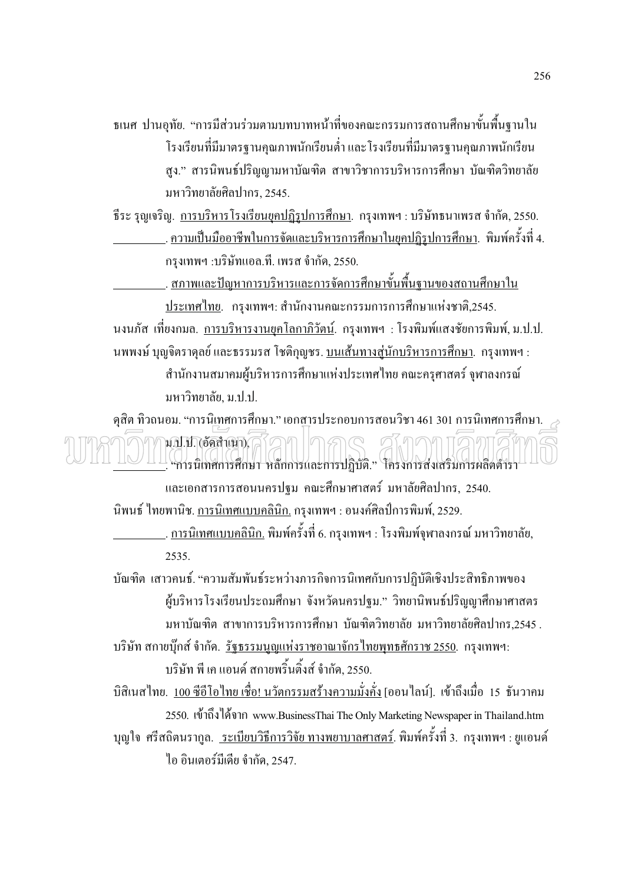ธเนศ ปานอุทัย. "การมีส่วนร่วมตามบทบาทหน้าที่ของคณะกรรมการสถานศึกษาขั้นพื้นฐานในโรงเรียนที่มีมาตรฐานคุณภาพนักเรียนต่ำ และโรงเรียนที่มีมาตรฐานคุณภาพนักเรียนสูง." สารนิพนธ์ปริญญามหาบัณฑิต สาขาวิชาการบริหารการศึกษา บัณฑิตวิทยาลัย มหาวิทยาลัยศิลปากร, 2545.

ธีระ รุญเจริญ. <u>การบริหารโรงเรียนยุคปฏิรูปการศึกษา</u>. กรุงเทพฯ : บริษัทธนาเพรส จำกัด, 2550.

\_\_\_\_\_\_\_\_\_. <u>ความเป็นมืออาชีพในการจัดและบริหารการศึกษาในยุคปฏิรูปการศึกษา</u>. พิมพ์ครั้งที่ 4. กรุงเทพฯ :บริษัทแอล.ที. เพรส จำกัด, 2550.

\_\_\_\_\_\_\_\_\_. <u>สภาพและปัญหาการบริหารและการจัดการศึกษาขั้นพื้นฐานของสถานศึกษาในประเทศไทย</u>. กรุงเทพฯ: สำนักงานคณะกรรมการการศึกษาแห่งชาติ,2545.

นงนภัส เที่ยงกมล. <u>การบริหารงานยุคโลกาภิวัตน์</u>. กรุงเทพฯ : โรงพิมพ์แสงชัยการพิมพ์, ม.ป.ป.

นพพงษ์ บุญจิตราดุลย์ และธรรมรส โชติกุญชร. <u>บนเส้นทางสู่นักบริหารการศึกษา</u>. กรุงเทพฯ : สำนักงานสมาคมผู้บริหารการศึกษาแห่งประเทศไทย คณะครุศาสตร์ จุฬาลงกรณ์มหาวิทยาลัย, ม.ป.ป.

ดุสิต ทิวถนอม. "การนิเทศการศึกษา." เอกสารประกอบการสอนวิชา 461 301 การนิเทศการศึกษา. ม.ป.ป. (อัดสำเนา).

\_\_\_\_\_\_\_\_\_. "การนิเทศการศึกษา หลักการและการปฏิบัติ." โครงการส่งเสริมการผลิตตำราและเอกสารการสอนนครปฐม คณะศึกษาศาสตร์ มหาลัยศิลปากร, 2540.

นิพนธ์ ไทยพานิช. <u>การนิเทศแบบคลินิก.</u> กรุงเทพฯ : อนงค์ศิลป์การพิมพ์, 2529.

\_\_\_\_\_\_\_\_\_. <u>การนิเทศแบบคลินิก.</u> พิมพ์ครั้งที่ 6. กรุงเทพฯ : โรงพิมพ์จุฬาลงกรณ์ มหาวิทยาลัย, 2535.

บัณฑิต เสาวคนธ์. "ความสัมพันธ์ระหว่างภารกิจการนิเทศกับการปฏิบัติเชิงประสิทธิภาพของผู้บริหารโรงเรียนประถมศึกษา จังหวัดนครปฐม." วิทยานิพนธ์ปริญญาศึกษาศาสตรมหาบัณฑิต สาขาการบริหารการศึกษา บัณฑิตวิทยาลัย มหาวิทยาลัยศิลปากร,2545 .

บริษัท สกายบุ๊กส์ จำกัด. <u>รัฐธรรมนูญแห่งราชอาณาจักรไทยพุทธศักราช 2550</u>. กรุงเทพฯ: บริษัท พี เค แอนด์ สกายพริ้นติ้งส์ จำกัด, 2550.

บิสิเนสไทย. <u>100 ซีอีโอไทย เชื่อ! นวัตกรรมสร้างความมั่งคั่ง</u> [ออนไลน์]. เข้าถึงเมื่อ 15 ธันวาคม 2550. เข้าถึงได้จาก www.BusinessThai The Only Marketing Newspaper in Thailand.htm

บุญใจ ศรีสถิตนรากูล. <u>ระเบียบวิธีการวิจัย ทางพยาบาลศาสตร์</u>. พิมพ์ครั้งที่ 3. กรุงเทพฯ : ยูแอนด์ไอ อินเตอร์มีเดีย จำกัด, 2547.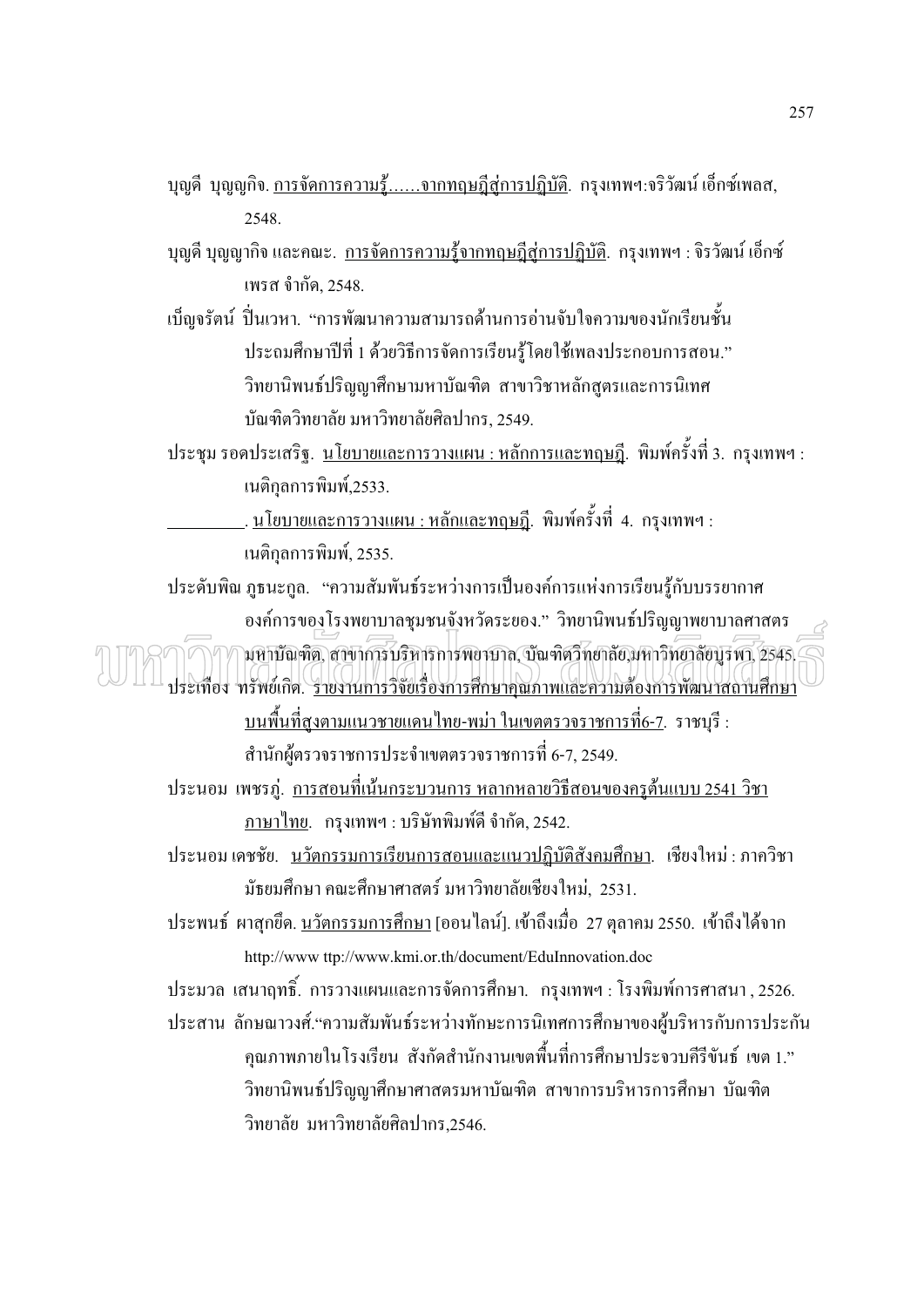บุญดี บุญญกิจ. การจัดการความรู้......จากทฤษฎีสู่การปฏิบัติ. กรุงเทพฯ:จิรวัฒน์ เอ็กซ์เพลส, 2548.

บุญดี บุญญากิจ และคณะ. การจัดการความรู้จากทฤษฎีสู่การปฏิบัติ. กรุงเทพฯ : จิรวัฒน์ เอ็กซ์เพรส จำกัด, 2548.

เบ็ญจรัตน์ ปิ่นเวหา. "การพัฒนาความสามารถด้านการอ่านจับใจความของนักเรียนชั้นประถมศึกษาปีที่ 1 ด้วยวิธีการจัดการเรียนรู้โดยใช้เพลงประกอบการสอน." วิทยานิพนธ์ปริญญาศึกษามหาบัณฑิต สาขาวิชาหลักสูตรและการนิเทศ บัณฑิตวิทยาลัย มหาวิทยาลัยศิลปากร, 2549.

ประชุม รอดประเสริฐ. นโยบายและการวางแผน : หลักการและทฤษฎี. พิมพ์ครั้งที่ 3. กรุงเทพฯ : เนติกุลการพิมพ์,2533.

__________. นโยบายและการวางแผน : หลักและทฤษฎี. พิมพ์ครั้งที่ 4. กรุงเทพฯ : เนติกุลการพิมพ์, 2535.

ประดับพิณ ภูธนะกูล. "ความสัมพันธ์ระหว่างการเป็นองค์การแห่งการเรียนรู้กับบรรยากาศองค์การของโรงพยาบาลชุมชนจังหวัดระยอง." วิทยานิพนธ์ปริญญาพยาบาลศาสตรมหาบัณฑิต, สาขาการบริหารการพยาบาล, บัณฑิตวิทยาลัย,มหาวิทยาลัยบูรพา, 2545.

ประเทือง ทรัพย์เกิด. รายงานการวิจัยเรื่องการศึกษาคุณภาพและความต้องการพัฒนาสถานศึกษาบนพื้นที่สูงตามแนวชายแดนไทย-พม่า ในเขตตรวจราชการที่6-7. ราชบุรี : สำนักผู้ตรวจราชการประจำเขตตรวจราชการที่ 6-7, 2549.

ประนอม เพชรภู่. การสอนที่เน้นกระบวนการ หลากหลายวิธีสอนของครูต้นแบบ 2541 วิชาภาษาไทย. กรุงเทพฯ : บริษัทพิมพ์ดี จำกัด, 2542.

ประนอม เดชชัย. นวัตกรรมการเรียนการสอนและแนวปฏิบัติสังคมศึกษา. เชียงใหม่ : ภาควิชามัธยมศึกษา คณะศึกษาศาสตร์ มหาวิทยาลัยเชียงใหม่, 2531.

ประพนธ์ ผาสุกยืด. นวัตกรรมการศึกษา [ออนไลน์]. เข้าถึงเมื่อ 27 ตุลาคม 2550. เข้าถึงได้จาก http://www ttp://www.kmi.or.th/document/EduInnovation.doc

ประมวล เสนาฤทธิ์. การวางแผนและการจัดการศึกษา. กรุงเทพฯ : โรงพิมพ์การศาสนา , 2526.

ประสาน ลักษณาวงศ์."ความสัมพันธ์ระหว่างทักษะการนิเทศการศึกษาของผู้บริหารกับการประกันคุณภาพภายในโรงเรียน สังกัดสำนักงานเขตพื้นที่การศึกษาประจวบคีรีขันธ์ เขต 1." วิทยานิพนธ์ปริญญาศึกษาศาสตรมหาบัณฑิต สาขาการบริหารการศึกษา บัณฑิตวิทยาลัย มหาวิทยาลัยศิลปากร,2546.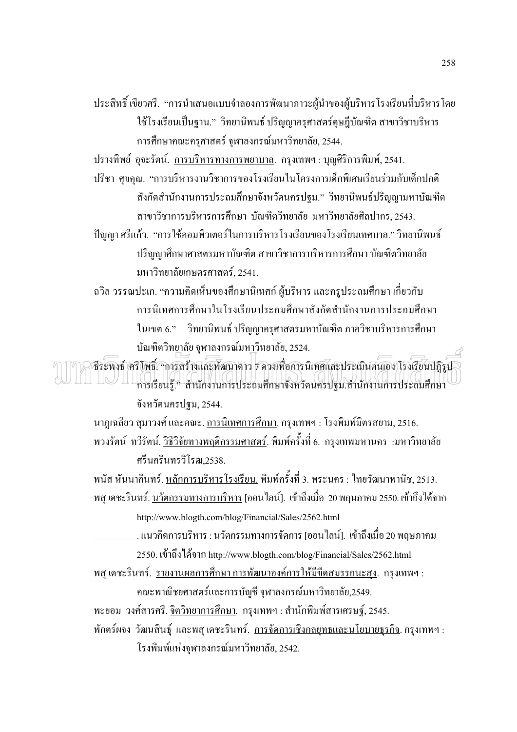ประสิทธิ์ เขียวศรี. "การนำเสนอแบบจำลองการพัฒนาภาวะผู้นำของผู้บริหารโรงเรียนที่บริหารโดยใช้โรงเรียนเป็นฐาน." วิทยานิพนธ์ ปริญญาครุศาสตร์ดุษฎีบัณฑิต สาขาวิชาบริหารการศึกษาคณะครุศาสตร์ จุฬาลงกรณ์มหาวิทยาลัย, 2544.

ปรางทิพย์ อุจะรัตน์. การบริหารทางการพยาบาล. กรุงเทพฯ : บุญศิริการพิมพ์, 2541.

ปรีชา ศุขคุณ. "การบริหารงานวิชาการของโรงเรียนในโครงการเด็กพิเศษเรียนร่วมกับเด็กปกติสังกัดสำนักงานการประถมศึกษาจังหวัดนครปฐม." วิทยานิพนธ์ปริญญามหาบัณฑิต สาขาวิชาการบริหารการศึกษา บัณฑิตวิทยาลัย มหาวิทยาลัยศิลปากร, 2543.

ปัญญา ศรีแก้ว. "การใช้คอมพิวเตอร์ในการบริหารโรงเรียนของโรงเรียนเทศบาล." วิทยานิพนธ์ปริญญาศึกษาศาสตรมหาบัณฑิต สาขาวิชาการบริหารการศึกษา บัณฑิตวิทยาลัย มหาวิทยาลัยเกษตรศาสตร์, 2541.

ถวิล วรรณปะเก. "ความคิดเห็นของศึกษานิเทศก์ ผู้บริหาร และครูประถมศึกษา เกี่ยวกับการนิเทศการศึกษาในโรงเรียนประถมศึกษาสังกัดสำนักงานการประถมศึกษาในเขต 6." วิทยานิพนธ์ ปริญญาครุศาสตรมหาบัณฑิต ภาควิชาบริหารการศึกษา บัณฑิตวิทยาลัย จุฬาลงกรณ์มหาวิทยาลัย, 2524.

ธีระพงษ์ ศรีโพธิ์. "การสร้างและพัฒนาดาว 7 ดวงเพื่อการนิเทศและประเมินตนเอง โรงเรียนปฏิรูปการเรียนรู้." สำนักงานการประถมศึกษาจังหวัดนครปฐม.สำนักงานการประถมศึกษาจังหวัดนครปฐม, 2544.

นาฏเฉลียว สุมาวงศ์ และคณะ. การนิเทศการศึกษา. กรุงเทพฯ : โรงพิมพ์มิตรสยาม, 2516.

พวงรัตน์ ทวีรัตน์. วิธีวิจัยทางพฤติกรรมศาสตร์. พิมพ์ครั้งที่ 6. กรุงเทพมหานคร :มหาวิทยาลัยศรีนครินทรวิโรฒ,2538.

พนัส หันนาคินทร์. หลักการบริหารโรงเรียน. พิมพ์ครั้งที่ 3. พระนคร : ไทยวัฒนาพานิช, 2513.

พสุ เดชะรินทร์. นวัตกรรมทางการบริหาร [ออนไลน์]. เข้าถึงเมื่อ 20 พฤษภาคม 2550. เข้าถึงได้จาก http://www.blogth.com/blog/Financial/Sales/2562.html

__________. แนวคิดการบริหาร : นวัตกรรมทางการจัดการ [ออนไลน์]. เข้าถึงเมื่อ 20 พฤษภาคม 2550. เข้าถึงได้จาก http://www.blogth.com/blog/Financial/Sales/2562.html

พสุ เดชะรินทร์. รายงานผลการศึกษา การพัฒนาองค์การให้มีขีดสมรรถนะสูง. กรุงเทพฯ : คณะพาณิชยศาสตร์และการบัญชี จุฬาลงกรณ์มหาวิทยาลัย,2549.

พะยอม วงศ์สารศรี. จิตวิทยาการศึกษา. กรุงเทพฯ : สำนักพิมพ์สารเศรษฐ์, 2545.

พักตร์ผจง วัฒนสินธุ์ และพสุ เดชะรินทร์. การจัดการเชิงกลยุทธและนโยบายธุรกิจ. กรุงเทพฯ : โรงพิมพ์แห่งจุฬาลงกรณ์มหาวิทยาลัย, 2542.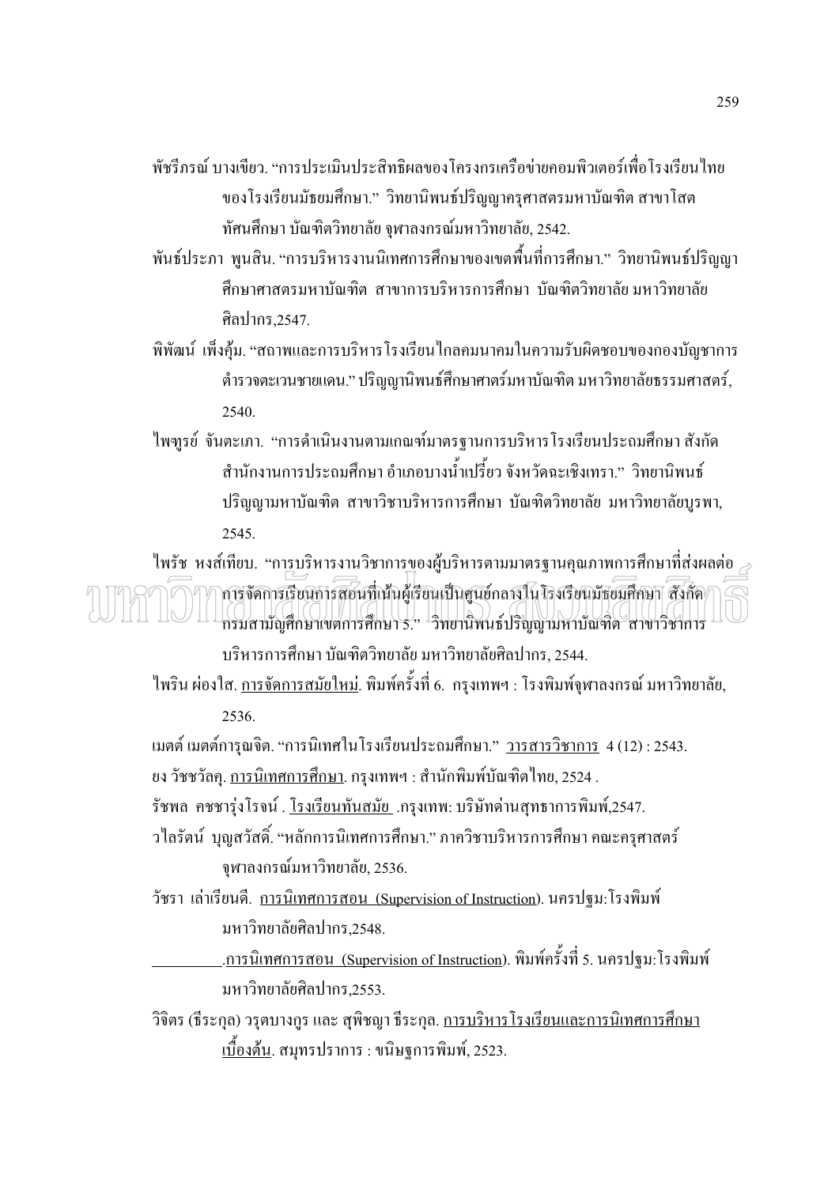พัชรีภรณ์ บางเขียว. "การประเมินประสิทธิผลของโครงการเครือข่ายคอมพิวเตอร์เพื่อโรงเรียนไทยของโรงเรียนมัธยมศึกษา." วิทยานิพนธ์ปริญญาครุศาสตรมหาบัณฑิต สาขาโสตทัศนศึกษา บัณฑิตวิทยาลัย จุฬาลงกรณ์มหาวิทยาลัย, 2542.

พันธ์ประภา พูนสิน. "การบริหารงานนิเทศการศึกษาของเขตพื้นที่การศึกษา." วิทยานิพนธ์ปริญญาศึกษาศาสตรมหาบัณฑิต สาขาการบริหารการศึกษา บัณฑิตวิทยาลัย มหาวิทยาลัยศิลปากร,2547.

พิพัฒน์ เพ็งคุ้ม. "สถาพและการบริหารโรงเรียนไกลคมนาคมในความรับผิดชอบของกองบัญชาการตำรวจตะเวนชายแดน." ปริญญานิพนธ์ศึกษาศาตร์มหาบัณฑิต มหาวิทยาลัยธรรมศาสตร์, 2540.

ไพฑูรย์ จันตะเภา. "การดำเนินงานตามเกณฑ์มาตรฐานการบริหารโรงเรียนประถมศึกษา สังกัดสำนักงานการประถมศึกษา อำเภอบางน้ำเปรี้ยว จังหวัดฉะเชิงเทรา." วิทยานิพนธ์ปริญญามหาบัณฑิต สาขาวิชาบริหารการศึกษา บัณฑิตวิทยาลัย มหาวิทยาลัยบูรพา, 2545.

ไพรัช หงส์เทียบ. "การบริหารงานวิชาการของผู้บริหารตามมาตรฐานคุณภาพการศึกษาที่ส่งผลต่อการจัดการเรียนการสอนที่เน้นผู้เรียนเป็นศูนย์กลางในโรงเรียนมัธยมศึกษา สังกัดกรมสามัญศึกษาเขตการศึกษา 5." วิทยานิพนธ์ปริญญามหาบัณฑิต สาขาวิชาการบริหารการศึกษา บัณฑิตวิทยาลัย มหาวิทยาลัยศิลปากร, 2544.

ไพริน ผ่องใส. การจัดการสมัยใหม่. พิมพ์ครั้งที่ 6. กรุงเทพฯ : โรงพิมพ์จุฬาลงกรณ์ มหาวิทยาลัย, 2536.

เมตต์ เมตต์การุณจิต. "การนิเทศในโรงเรียนประถมศึกษา." วารสารวิชาการ 4 (12) : 2543.

ยง วัชชวัลคุ. การนิเทศการศึกษา. กรุงเทพฯ : สำนักพิมพ์บัณฑิตไทย, 2524 .

รัชพล คชชารุ่งโรจน์ . โรงเรียนทันสมัย .กรุงเทพ: บริษัทด่านสุทธาการพิมพ์,2547.

วไลรัตน์ บุญสวัสดิ์. "หลักการนิเทศการศึกษา." ภาควิชาบริหารการศึกษา คณะครุศาสตร์ จุฬาลงกรณ์มหาวิทยาลัย, 2536.

วัชรา เล่าเรียนดี. การนิเทศการสอน (Supervision of Instruction). นครปฐม:โรงพิมพ์มหาวิทยาลัยศิลปากร,2548.

\_\_\_\_\_\_\_\_\_\_.การนิเทศการสอน (Supervision of Instruction). พิมพ์ครั้งที่ 5. นครปฐม:โรงพิมพ์มหาวิทยาลัยศิลปากร,2553.

วิจิตร (ธีระกุล) วรุตบางกูร และ สุพิชญา ธีระกุล. การบริหารโรงเรียนและการนิเทศการศึกษาเบื้องต้น. สมุทรปราการ : ขนิษฐการพิมพ์, 2523.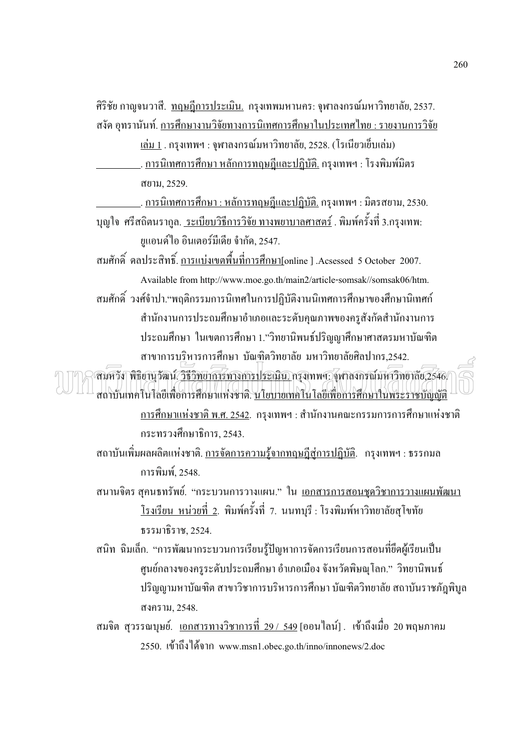ศิริชัย กาญจนวาสี. <u>ทฤษฎีการประเมิน.</u> กรุงเทพมหานคร: จุฬาลงกรณ์มหาวิทยาลัย, 2537.

สงัด อุทรานันท์. <u>การศึกษางานวิจัยทางการนิเทศการศึกษาในประเทศไทย : รายงานการวิจัย เล่ม 1</u> . กรุงเทพฯ : จุฬาลงกรณ์มหาวิทยาลัย, 2528. (โรเนียวเย็บเล่ม)

\_\_\_\_\_\_\_\_\_\_. <u>การนิเทศการศึกษา หลักการทฤษฎีและปฏิบัติ.</u> กรุงเทพฯ : โรงพิมพ์มิตรสยาม, 2529.

\_\_\_\_\_\_\_\_\_\_. <u>การนิเทศการศึกษา : หลักการทฤษฎีและปฏิบัติ.</u> กรุงเทพฯ : มิตรสยาม, 2530.

บุญใจ ศรีสถิตนรากูล. <u>ระเบียบวิธีการวิจัย ทางพยาบาลศาสตร์</u> . พิมพ์ครั้งที่ 3.กรุงเทพ: ยูแอนด์ไอ อินเตอร์มีเดีย จำกัด, 2547.

สมศักดิ์ คลประสิทธิ์. <u>การแบ่งเขตพื้นที่การศึกษา</u>[online ] .Acsessed 5 October 2007. Available from http://www.moe.go.th/main2/article-somsak//somsak06/htm.

สมศักดิ์ วงศ์จำปา."พฤติกรรมการนิเทศในการปฏิบัติงานนิเทศการศึกษาของศึกษานิเทศก์สำนักงานการประถมศึกษาอำเภอและระดับคุณภาพของครูสังกัดสำนักงานการประถมศึกษา ในเขตการศึกษา 1."วิทยานิพนธ์ปริญญาศึกษาศาสตรมหาบัณฑิต สาขาการบริหารการศึกษา บัณฑิตวิทยาลัย มหาวิทยาลัยศิลปากร,2542.

สมหวัง พิธิยานุวัฒน์. <u>วิธีวิทยาการทางการประเมิน.</u> กรุงเทพฯ: จุฬาลงกรณ์มหาวิทยาลัย,2546.

สถาบันเทคโนโลยีเพื่อการศึกษาแห่งชาติ. <u>นโยบายเทคโนโลยีเพื่อการศึกษาในพระราชบัญญัติการศึกษาแห่งชาติ พ.ศ. 2542</u>. กรุงเทพฯ : สำนักงานคณะกรรมการการศึกษาแห่งชาติ กระทรวงศึกษาธิการ, 2543.

สถาบันเพิ่มผลผลิตแห่งชาติ. <u>การจัดการความรู้จากทฤษฎีสู่การปฏิบัติ</u>. กรุงเทพฯ : ธรรกมลการพิมพ์, 2548.

สนานจิตร สุคนธทรัพย์. "กระบวนการวางแผน." ใน <u>เอกสารการสอนชุดวิชาการวางแผนพัฒนาโรงเรียน หน่วยที่ 2</u>. พิมพ์ครั้งที่ 7. นนทบุรี : โรงพิมพ์หาวิทยาลัยสุโขทัยธรรมาธิราช, 2524.

สนิท ฉิมเล็ก. "การพัฒนากระบวนการเรียนรู้ปัญหาการจัดการเรียนการสอนที่ยึดผู้เรียนเป็นศูนย์กลางของครูระดับประถมศึกษา อำเภอเมือง จังหวัดพิษณุโลก." วิทยานิพนธ์ปริญญามหาบัณฑิต สาขาวิชาการบริหารการศึกษา บัณฑิตวิทยาลัย สถาบันราชภัฏพิบูลสงคราม, 2548.

สมจิต สุวรรณบุษย์. <u>เอกสารทางวิชาการที่ 29 / 549</u> [ออนไลน์] . เข้าถึงเมื่อ 20 พฤษภาคม 2550. เข้าถึงได้จาก www.msn1.obec.go.th/inno/innonews/2.doc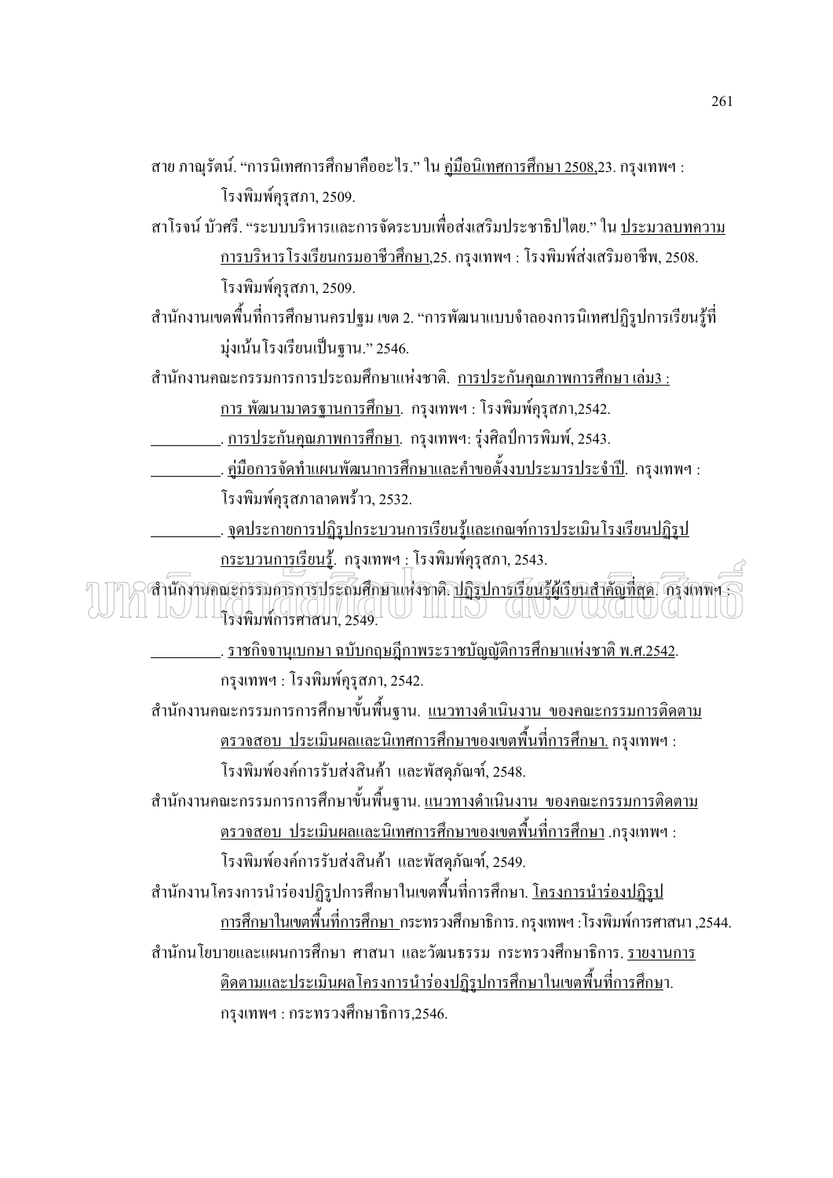สาย ภาณุรัตน์. "การนิเทศการศึกษาคืออะไร." ใน <u>คู่มือนิเทศการศึกษา 2508</u>,23. กรุงเทพฯ : โรงพิมพ์คุรุสภา, 2509.

สาโรจน์ บัวศรี. "ระบบบริหารและการจัดระบบเพื่อส่งเสริมประชาธิปไตย." ใน <u>ประมวลบทความการบริหารโรงเรียนกรมอาชีวศึกษา</u>,25. กรุงเทพฯ : โรงพิมพ์ส่งเสริมอาชีพ, 2508. โรงพิมพ์คุรุสภา, 2509.

สำนักงานเขตพื้นที่การศึกษานครปฐม เขต 2. "การพัฒนาแบบจำลองการนิเทศปฏิรูปการเรียนรู้ที่มุ่งเน้นโรงเรียนเป็นฐาน." 2546.

สำนักงานคณะกรรมการการประถมศึกษาแห่งชาติ. <u>การประกันคุณภาพการศึกษา เล่ม3 : การ พัฒนามาตรฐานการศึกษา</u>. กรุงเทพฯ : โรงพิมพ์คุรุสภา,2542.

_________. <u>การประกันคุณภาพการศึกษา</u>. กรุงเทพฯ: รุ่งศิลป์การพิมพ์, 2543.

_________. <u>คู่มือการจัดทำแผนพัฒนาการศึกษาและคำขอตั้งงบประมารประจำปี</u>. กรุงเทพฯ : โรงพิมพ์คุรุสภาลาดพร้าว, 2532.

_________. <u>จุดประกายการปฏิรูปกระบวนการเรียนรู้และเกณฑ์การประเมินโรงเรียนปฏิรูปกระบวนการเรียนรู้</u>. กรุงเทพฯ : โรงพิมพ์คุรุสภา, 2543.

สำนักงานคณะกรรมการการประถมศึกษาแห่งชาติ. <u>ปฏิรูปการเรียนรู้ผู้เรียนสำคัญที่สุด</u>. กรุงเทพฯ : โรงพิมพ์การศาสนา, 2549.

_________. <u>ราชกิจจานุเบกษา ฉบับกฤษฎีกาพระราชบัญญัติการศึกษาแห่งชาติ พ.ศ.2542</u>. กรุงเทพฯ : โรงพิมพ์คุรุสภา, 2542.

สำนักงานคณะกรรมการการศึกษาขั้นพื้นฐาน. <u>แนวทางดำเนินงาน ของคณะกรรมการติดตามตรวจสอบ ประเมินผลและนิเทศการศึกษาของเขตพื้นที่การศึกษา.</u> กรุงเทพฯ : โรงพิมพ์องค์การรับส่งสินค้า และพัสดุภัณฑ์, 2548.

สำนักงานคณะกรรมการการศึกษาขั้นพื้นฐาน. <u>แนวทางดำเนินงาน ของคณะกรรมการติดตามตรวจสอบ ประเมินผลและนิเทศการศึกษาของเขตพื้นที่การศึกษา</u> .กรุงเทพฯ : โรงพิมพ์องค์การรับส่งสินค้า และพัสดุภัณฑ์, 2549.

สำนักงานโครงการนำร่องปฏิรูปการศึกษาในเขตพื้นที่การศึกษา. <u>โครงการนำร่องปฏิรูปการศึกษาในเขตพื้นที่การศึกษา</u> กระทรวงศึกษาธิการ. กรุงเทพฯ :โรงพิมพ์การศาสนา ,2544.

สำนักนโยบายและแผนการศึกษา ศาสนา และวัฒนธรรม กระทรวงศึกษาธิการ. <u>รายงานการติดตามและประเมินผลโครงการนำร่องปฏิรูปการศึกษาในเขตพื้นที่การศึกษา</u>. กรุงเทพฯ : กระทรวงศึกษาธิการ,2546.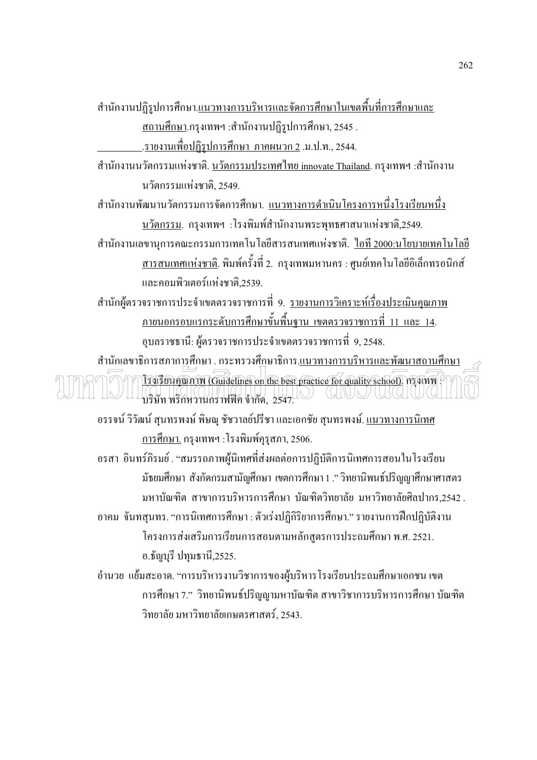สำนักงานปฏิรูปการศึกษา.แนวทางการบริหารและจัดการศึกษาในเขตพื้นที่การศึกษาและสถานศึกษา.กรุงเทพฯ :สำนักงานปฏิรูปการศึกษา, 2545 .

_________.รายงานเพื่อปฏิรูปการศึกษา ภาคผนวก 2 .ม.ป.ท., 2544.

สำนักงานนวัตกรรมแห่งชาติ. นวัตกรรมประเทศไทย innovate Thailand. กรุงเทพฯ :สำนักงานนวัตกรรมแห่งชาติ, 2549.

สำนักงานพัฒนานวัตกรรมการจัดการศึกษา. แนวทางการดำเนินโครงการหนึ่งโรงเรียนหนึ่งนวัตกรรม. กรุงเทพฯ :โรงพิมพ์สำนักงานพระพุทธศาสนาแห่งชาติ,2549.

สำนักงานเลขานุการคณะกรรมการเทคโนโลยีสารสนเทศแห่งชาติ. ไอที 2000:นโยบายเทคโนโลยีสารสนเทศแห่งชาติ. พิมพ์ครั้งที่ 2. กรุงเทพมหานคร : ศูนย์เทคโนโลยีอิเล็กทรอนิกส์และคอมพิวเตอร์แห่งชาติ,2539.

สำนักผู้ตรวจราชการประจำเขตตรวจราชการที่ 9. รายงานการวิเคราะห์เรื่องประเมินคุณภาพภายนอกรอบแรกระดับการศึกษาขั้นพื้นฐาน เขตตรวจราชการที่ 11 และ 14. อุบลราชธานี: ผู้ตรวจราชการประจำเขตตรวจราชการที่ 9, 2548.

สำนักเลขาธิการสภาการศึกษา . กระทรวงศึกษาธิการ.แนวทางการบริหารและพัฒนาสถานศึกษาโรงเรียนคุณภาพ (Guidelines on the best practice for quality school). กรุงเทพ : บริษัท พริกหวานกราฟฟิค จำกัด, 2547.

อรรจน์ วิวัฒน์ สุนทรพงษ์ พิษณุ ชัชวาลย์ปรีชา และเอกชัย สุนทรพงษ์. แนวทางการนิเทศการศึกษา. กรุงเทพฯ :โรงพิมพ์คุรุสภา, 2506.

อรสา อินทร์ภิรมย์ . "สมรรถภาพผู้นิเทศที่ส่งผลต่อการปฏิบัติการนิเทศการสอนในโรงเรียนมัธยมศึกษา สังกัดกรมสามัญศึกษา เขตการศึกษา 1 ." วิทยานิพนธ์ปริญญาศึกษาศาสตรมหาบัณฑิต สาขาการบริหารการศึกษา บัณฑิตวิทยาลัย มหาวิทยาลัยศิลปากร,2542 .

อาคม จันทสุนทร. "การนิเทศการศึกษา : ตัวเร่งปฏิกิริยาการศึกษา." รายงานการฝึกปฏิบัติงานโครงการส่งเสริมการเรียนการสอนตามหลักสูตรการประถมศึกษา พ.ศ. 2521. อ.ธัญบุรี ปทุมธานี,2525.

อำนวย แย้มสะอาด. "การบริหารงานวิชาการของผู้บริหารโรงเรียนประถมศึกษาเอกชน เขตการศึกษา 7." วิทยานิพนธ์ปริญญามหาบัณฑิต สาขาวิชาการบริหารการศึกษา บัณฑิตวิทยาลัย มหาวิทยาลัยเกษตรศาสตร์, 2543.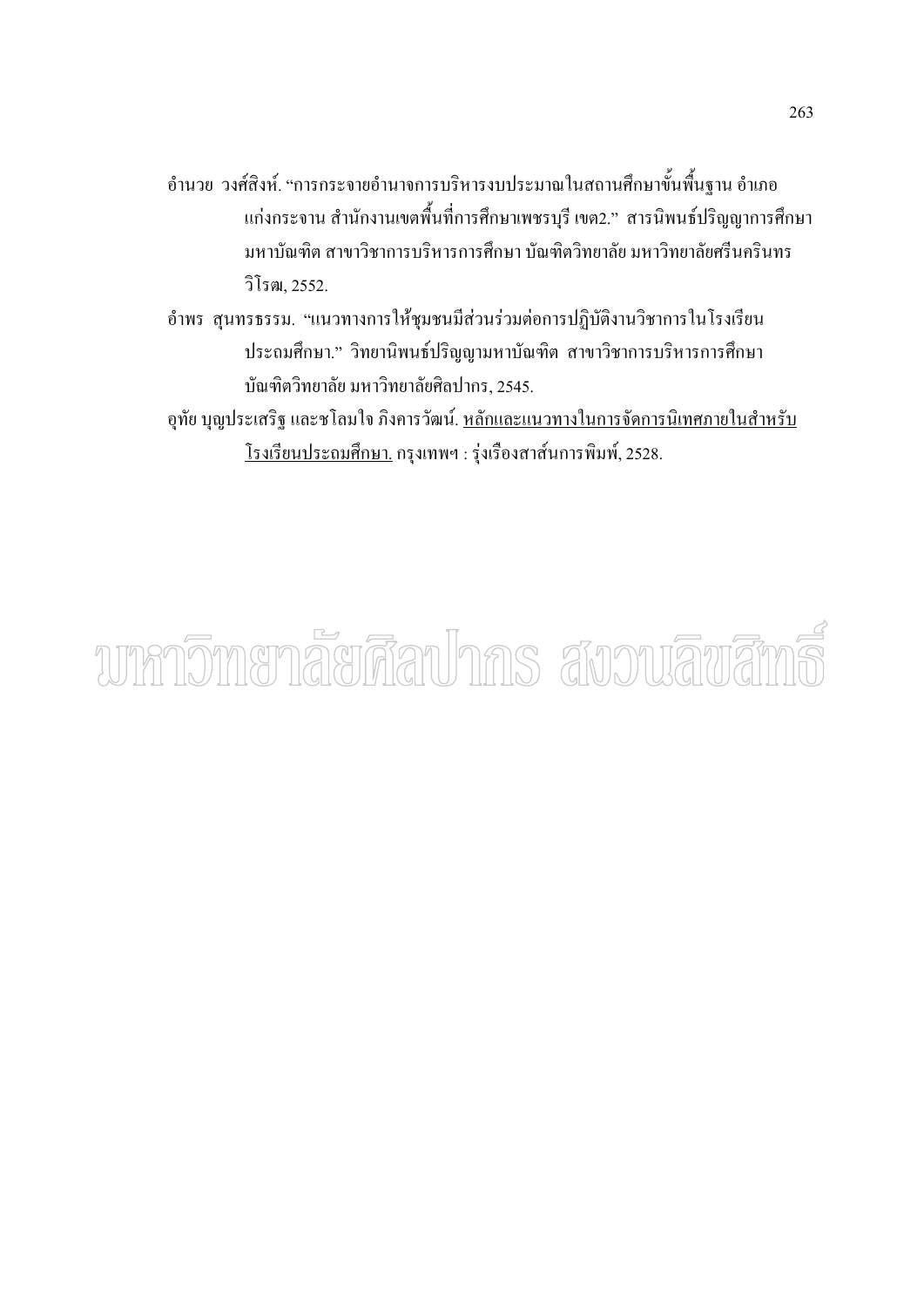อำนวย วงศ์สิงห์. "การกระจายอำนาจการบริหารงบประมาณในสถานศึกษาขั้นพื้นฐาน อำเภอแก่งกระจาน สำนักงานเขตพื้นที่การศึกษาเพชรบุรี เขต2." สารนิพนธ์ปริญญาการศึกษามหาบัณฑิต สาขาวิชาการบริหารการศึกษา บัณฑิตวิทยาลัย มหาวิทยาลัยศรีนครินทรวิโรฒ, 2552.

อำพร สุนทรธรรม. "แนวทางการให้ชุมชนมีส่วนร่วมต่อการปฏิบัติงานวิชาการในโรงเรียนประถมศึกษา." วิทยานิพนธ์ปริญญามหาบัณฑิต สาขาวิชาการบริหารการศึกษา บัณฑิตวิทยาลัย มหาวิทยาลัยศิลปากร, 2545.

อุทัย บุญประเสริฐ และชโลมใจ ภิงคารวัฒน์. <u>หลักและแนวทางในการจัดการนิเทศภายในสำหรับโรงเรียนประถมศึกษา.</u> กรุงเทพฯ : รุ่งเรืองสาส์นการพิมพ์, 2528.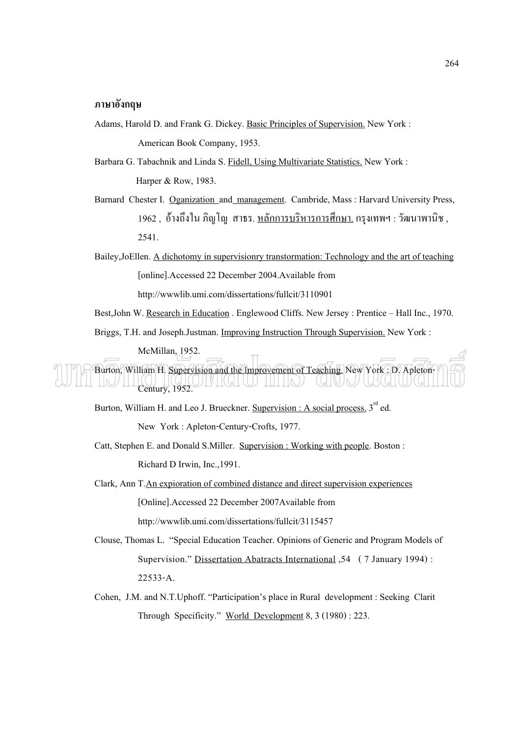**ภาษาอังกฤษ**

Adams, Harold D. and Frank G. Dickey. Basic Principles of Supervision. New York : American Book Company, 1953.

Barbara G. Tabachnik and Linda S. Fidell, Using Multivariate Statistics. New York : Harper & Row, 1983.

Barnard Chester I. Oganization and management. Cambride, Mass : Harvard University Press, 1962 , อ้างถึงใน ภิญโญ สาธร. หลักการบริหารการศึกษา. กรุงเทพฯ : วัฒนาพานิช , 2541.

Bailey,JoEllen. A dichotomy in supervisionry transtormation: Technology and the art of teaching [online].Accessed 22 December 2004.Available from http://wwwlib.umi.com/dissertations/fullcit/3110901

Best,John W. Research in Education . Englewood Cliffs. New Jersey : Prentice – Hall Inc., 1970.

Briggs, T.H. and Joseph.Justman. Improving Instruction Through Supervision. New York : McMillan, 1952.

Burton, William H. Supervision and the Improvement of Teaching. New York : D. Apleton-Century, 1952.

Burton, William H. and Leo J. Brueckner. Supervision : A social process. 3rd ed. New York : Apleton-Century-Crofts, 1977.

Catt, Stephen E. and Donald S.Miller. Supervision : Working with people. Boston : Richard D Irwin, Inc.,1991.

Clark, Ann T.An expioration of combined distance and direct supervision experiences [Online].Accessed 22 December 2007Available from http://wwwlib.umi.com/dissertations/fullcit/3115457

Clouse, Thomas L. "Special Education Teacher. Opinions of Generic and Program Models of Supervision." Dissertation Abatracts International ,54 ( 7 January 1994) : 22533-A.

Cohen, J.M. and N.T.Uphoff. "Participation's place in Rural development : Seeking Clarit Through Specificity." World Development 8, 3 (1980) : 223.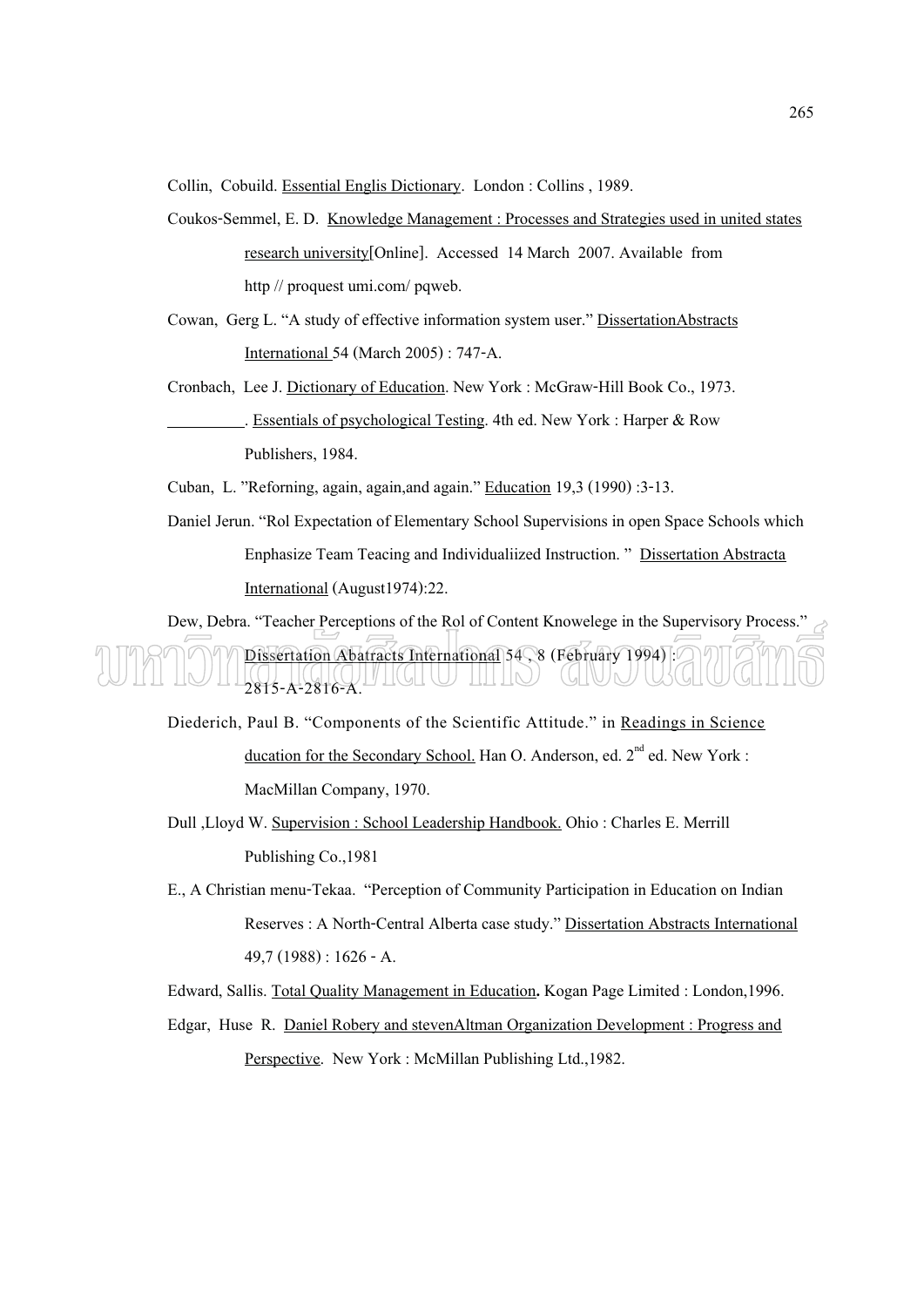Collin, Cobuild. Essential Englis Dictionary. London : Collins , 1989.

Coukos-Semmel, E. D. Knowledge Management : Processes and Strategies used in united states research university[Online]. Accessed 14 March 2007. Available from http // proquest umi.com/ pqweb.

Cowan, Gerg L. "A study of effective information system user." DissertationAbstracts International 54 (March 2005) : 747-A.

Cronbach, Lee J. Dictionary of Education. New York : McGraw-Hill Book Co., 1973.

_________. Essentials of psychological Testing. 4th ed. New York : Harper & Row Publishers, 1984.

Cuban, L. "Reforning, again, again,and again." Education 19,3 (1990) :3-13.

Daniel Jerun. "Rol Expectation of Elementary School Supervisions in open Space Schools which Enphasize Team Teacing and Individualiized Instruction. " Dissertation Abstracta International (August1974):22.

Dew, Debra. "Teacher Perceptions of the Rol of Content Knowelege in the Supervisory Process." Dissertation Abatracts International 54 , 8 (February 1994) : 2815-A-2816-A.

Diederich, Paul B. "Components of the Scientific Attitude." in Readings in Science ducation for the Secondary School. Han O. Anderson, ed. 2nd ed. New York : MacMillan Company, 1970.

Dull ,Lloyd W. Supervision : School Leadership Handbook. Ohio : Charles E. Merrill Publishing Co.,1981

E., A Christian menu-Tekaa. "Perception of Community Participation in Education on Indian Reserves : A North-Central Alberta case study." Dissertation Abstracts International 49,7 (1988) : 1626 - A.

Edward, Sallis. Total Quality Management in Education**.** Kogan Page Limited : London,1996.

Edgar, Huse R. Daniel Robery and stevenAltman Organization Development : Progress and Perspective. New York : McMillan Publishing Ltd.,1982.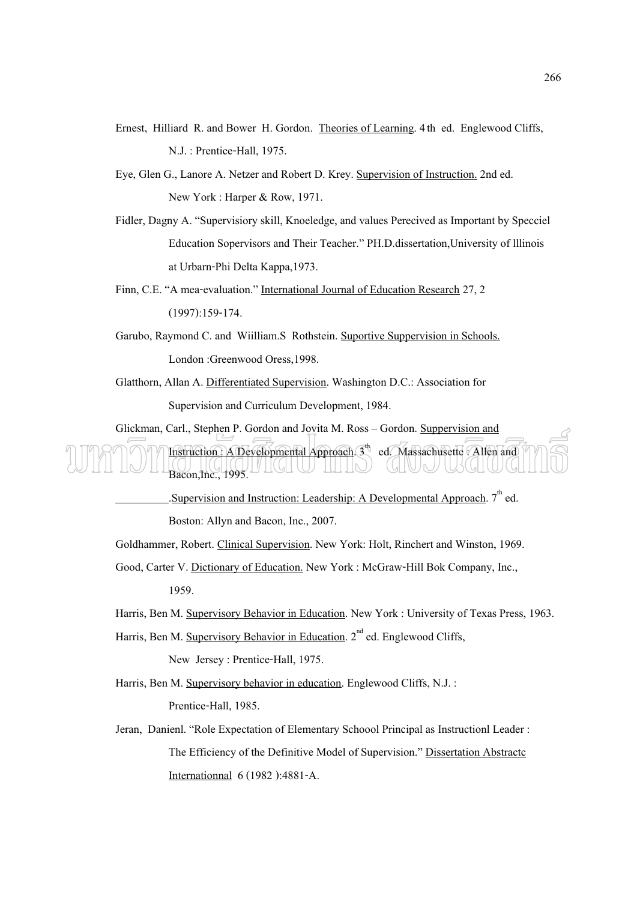Ernest, Hilliard R. and Bower H. Gordon. Theories of Learning. 4 th ed. Englewood Cliffs, N.J. : Prentice-Hall, 1975.

Eye, Glen G., Lanore A. Netzer and Robert D. Krey. Supervision of Instruction. 2nd ed. New York : Harper & Row, 1971.

Fidler, Dagny A. "Supervisiory skill, Knoeledge, and values Perecived as Important by Specciel Education Sopervisors and Their Teacher." PH.D.dissertation,University of lllinois at Urbarn-Phi Delta Kappa,1973.

Finn, C.E. "A mea-evaluation." International Journal of Education Research 27, 2 (1997):159-174.

Garubo, Raymond C. and Wiilliam.S Rothstein. Suportive Suppervision in Schools. London :Greenwood Oress,1998.

Glatthorn, Allan A. Differentiated Supervision. Washington D.C.: Association for Supervision and Curriculum Development, 1984.

Glickman, Carl., Stephen P. Gordon and Jovita M. Ross – Gordon. Suppervision and Instruction : A Developmental Approach. 3th ed. Massachusette : Allen and Bacon,Inc., 1995.

_________.Supervision and Instruction: Leadership: A Developmental Approach. 7th ed. Boston: Allyn and Bacon, Inc., 2007.

Goldhammer, Robert. Clinical Supervision. New York: Holt, Rinchert and Winston, 1969.

Good, Carter V. Dictionary of Education. New York : McGraw-Hill Bok Company, Inc., 1959.

Harris, Ben M. Supervisory Behavior in Education. New York : University of Texas Press, 1963.

Harris, Ben M. Supervisory Behavior in Education. 2nd ed. Englewood Cliffs, New Jersey : Prentice-Hall, 1975.

Harris, Ben M. Supervisory behavior in education. Englewood Cliffs, N.J. : Prentice-Hall, 1985.

Jeran, Danienl. "Role Expectation of Elementary Schoool Principal as Instructionl Leader : The Efficiency of the Definitive Model of Supervision." Dissertation Abstractc Internationnal 6 (1982 ):4881-A.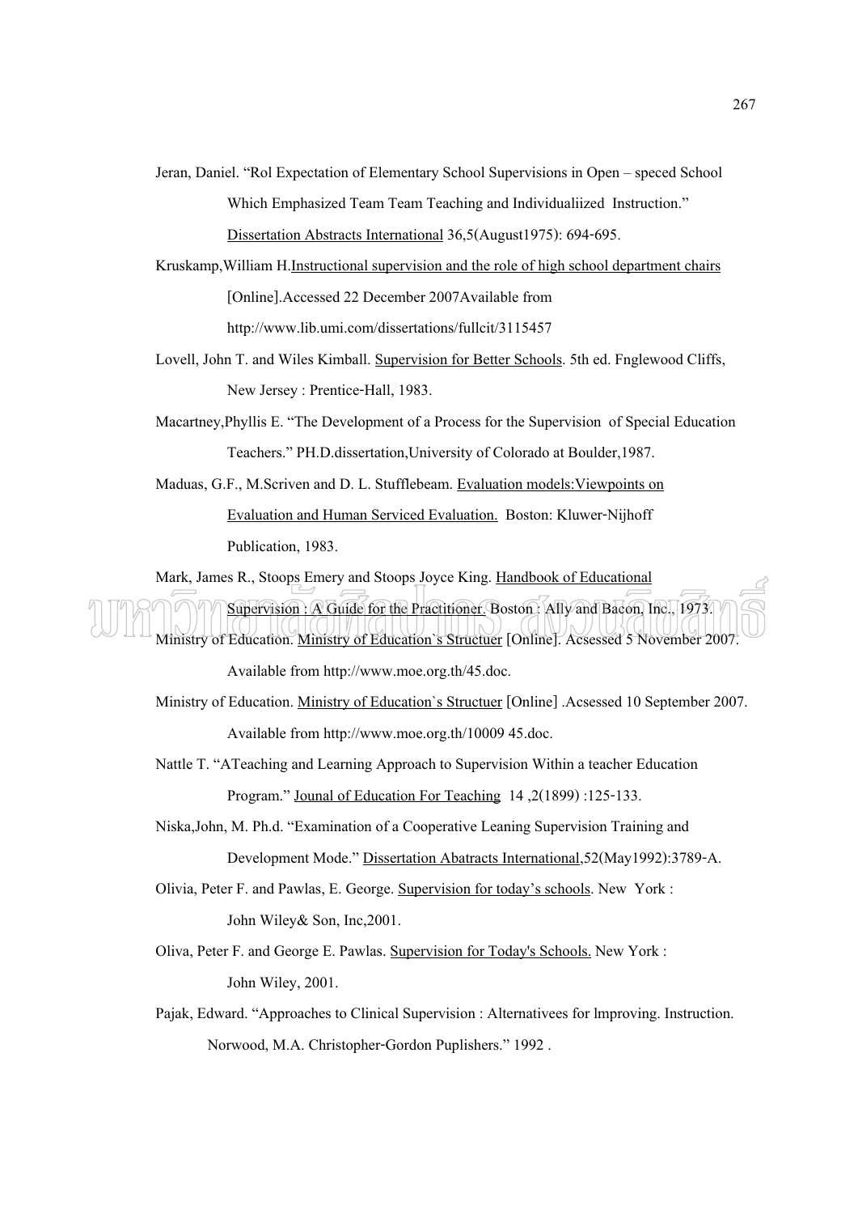Jeran, Daniel. “Rol Expectation of Elementary School Supervisions in Open – speced School Which Emphasized Team Team Teaching and Individualiized Instruction.” Dissertation Abstracts International 36,5(August1975): 694-695.

Kruskamp,William H.Instructional supervision and the role of high school department chairs [Online].Accessed 22 December 2007Available from http://www.lib.umi.com/dissertations/fullcit/3115457

Lovell, John T. and Wiles Kimball. Supervision for Better Schools. 5th ed. Fnglewood Cliffs, New Jersey : Prentice-Hall, 1983.

Macartney,Phyllis E. “The Development of a Process for the Supervision of Special Education Teachers.” PH.D.dissertation,University of Colorado at Boulder,1987.

Maduas, G.F., M.Scriven and D. L. Stufflebeam. Evaluation models:Viewpoints on Evaluation and Human Serviced Evaluation. Boston: Kluwer-Nijhoff Publication, 1983.

Mark, James R., Stoops Emery and Stoops Joyce King. Handbook of Educational Supervision : A Guide for the Practitioner. Boston : Ally and Bacon, Inc., 1973.

Ministry of Education. Ministry of Education`s Structuer [Online]. Acsessed 5 November 2007. Available from http://www.moe.org.th/45.doc.

Ministry of Education. Ministry of Education`s Structuer [Online] .Acsessed 10 September 2007. Available from http://www.moe.org.th/10009 45.doc.

Nattle T. “ATeaching and Learning Approach to Supervision Within a teacher Education Program.” Jounal of Education For Teaching 14 ,2(1899) :125-133.

Niska,John, M. Ph.d. “Examination of a Cooperative Leaning Supervision Training and Development Mode.” Dissertation Abatracts International,52(May1992):3789-A.

Olivia, Peter F. and Pawlas, E. George. Supervision for today’s schools. New York : John Wiley& Son, Inc,2001.

Oliva, Peter F. and George E. Pawlas. Supervision for Today's Schools. New York : John Wiley, 2001.

Pajak, Edward. “Approaches to Clinical Supervision : Alternativees for lmproving. Instruction. Norwood, M.A. Christopher-Gordon Puplishers.” 1992 .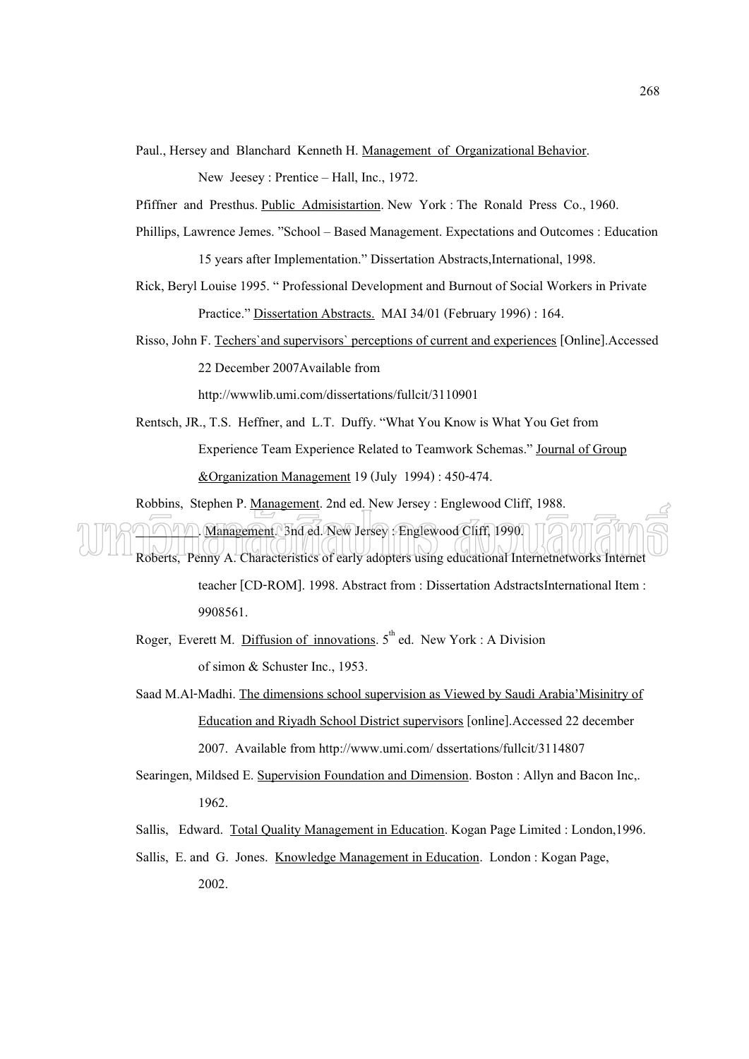Paul., Hersey and Blanchard Kenneth H. Management of Organizational Behavior. New Jeesey : Prentice – Hall, Inc., 1972.

Pfiffner and Presthus. Public Admisistartion. New York : The Ronald Press Co., 1960.

Phillips, Lawrence Jemes. "School – Based Management. Expectations and Outcomes : Education 15 years after Implementation." Dissertation Abstracts,International, 1998.

Rick, Beryl Louise 1995. " Professional Development and Burnout of Social Workers in Private Practice." Dissertation Abstracts. MAI 34/01 (February 1996) : 164.

Risso, John F. Techers`and supervisors` perceptions of current and experiences [Online].Accessed 22 December 2007Available from http://wwwlib.umi.com/dissertations/fullcit/3110901

Rentsch, JR., T.S. Heffner, and L.T. Duffy. "What You Know is What You Get from Experience Team Experience Related to Teamwork Schemas." Journal of Group &Organization Management 19 (July 1994) : 450-474.

Robbins, Stephen P. Management. 2nd ed. New Jersey : Englewood Cliff, 1988.

________. Management. 3nd ed. New Jersey : Englewood Cliff, 1990.

Roberts, Penny A. Characteristics of early adopters using educational Internetnetworks Internet teacher [CD-ROM]. 1998. Abstract from : Dissertation AdstractsInternational Item : 9908561.

Roger, Everett M. Diffusion of innovations. 5th ed. New York : A Division of simon & Schuster Inc., 1953.

Saad M.Al-Madhi. The dimensions school supervision as Viewed by Saudi Arabia'Misinitry of Education and Riyadh School District supervisors [online].Accessed 22 december 2007. Available from http://www.umi.com/ dssertations/fullcit/3114807

Searingen, Mildsed E. Supervision Foundation and Dimension. Boston : Allyn and Bacon Inc,. 1962.

Sallis, Edward. Total Quality Management in Education. Kogan Page Limited : London,1996.

Sallis, E. and G. Jones. Knowledge Management in Education. London : Kogan Page, 2002.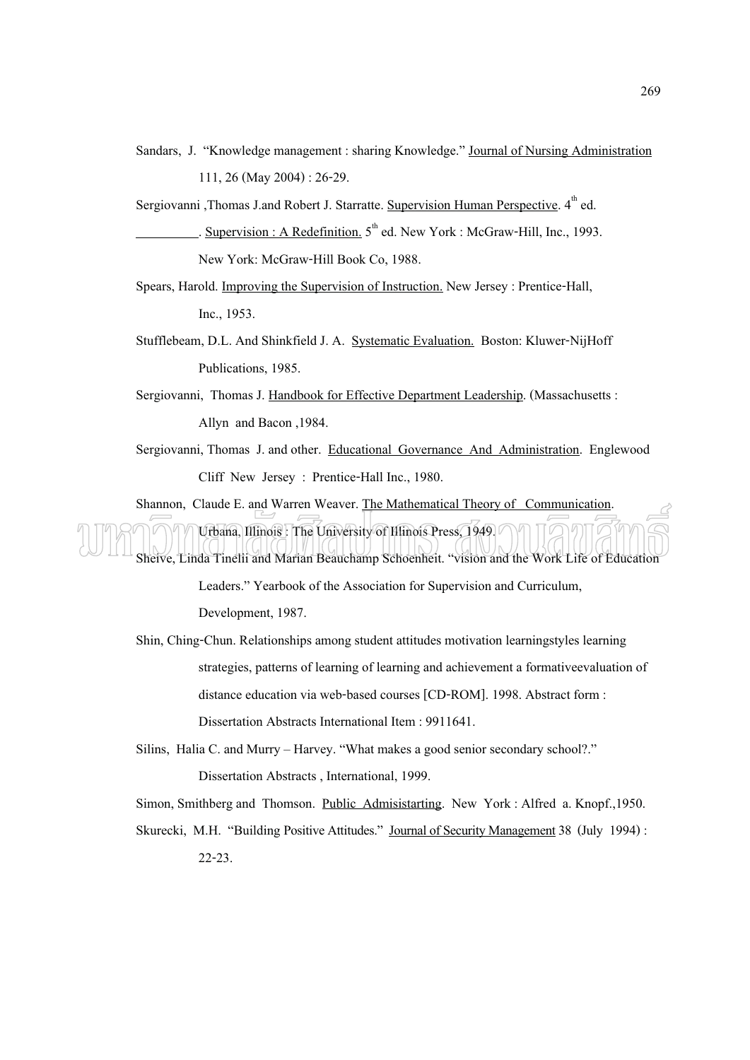Sandars, J. "Knowledge management : sharing Knowledge." Journal of Nursing Administration 111, 26 (May 2004) : 26-29.

Sergiovanni ,Thomas J.and Robert J. Starratte. Supervision Human Perspective. 4th ed.

\_\_\_\_\_\_\_\_\_. Supervision : A Redefinition. 5th ed. New York : McGraw-Hill, Inc., 1993.

New York: McGraw-Hill Book Co, 1988.

Spears, Harold. Improving the Supervision of Instruction. New Jersey : Prentice-Hall, Inc., 1953.

Stufflebeam, D.L. And Shinkfield J. A. Systematic Evaluation. Boston: Kluwer-NijHoff Publications, 1985.

Sergiovanni, Thomas J. Handbook for Effective Department Leadership. (Massachusetts : Allyn and Bacon ,1984.

Sergiovanni, Thomas J. and other. Educational Governance And Administration. Englewood Cliff New Jersey : Prentice-Hall Inc., 1980.

Shannon, Claude E. and Warren Weaver. The Mathematical Theory of Communication. Urbana, Illinois : The University of Illinois Press, 1949.

Sheive, Linda Tinelli and Marian Beauchamp Schoenheit. "vision and the Work Life of Education Leaders." Yearbook of the Association for Supervision and Curriculum, Development, 1987.

Shin, Ching-Chun. Relationships among student attitudes motivation learningstyles learning strategies, patterns of learning of learning and achievement a formativeevaluation of distance education via web-based courses [CD-ROM]. 1998. Abstract form : Dissertation Abstracts International Item : 9911641.

Silins, Halia C. and Murry – Harvey. "What makes a good senior secondary school?." Dissertation Abstracts , International, 1999.

Simon, Smithberg and Thomson. Public Admisistarting. New York : Alfred a. Knopf.,1950.

Skurecki, M.H. "Building Positive Attitudes." Journal of Security Management 38 (July 1994) : 22-23.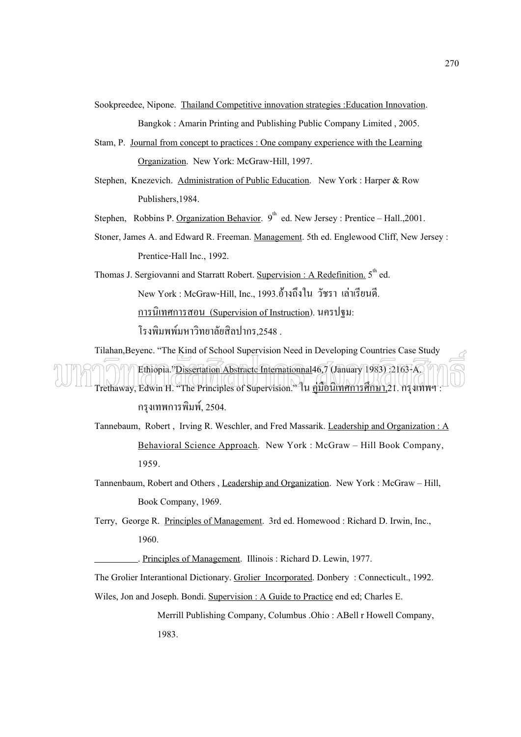Sookpreedee, Nipone. Thailand Competitive innovation strategies :Education Innovation. Bangkok : Amarin Printing and Publishing Public Company Limited , 2005.

Stam, P. Journal from concept to practices : One company experience with the Learning Organization. New York: McGraw-Hill, 1997.

Stephen, Knezevich. Administration of Public Education. New York : Harper & Row Publishers,1984.

Stephen, Robbins P. Organization Behavior. 9th ed. New Jersey : Prentice – Hall.,2001.

Stoner, James A. and Edward R. Freeman. Management. 5th ed. Englewood Cliff, New Jersey : Prentice-Hall Inc., 1992.

Thomas J. Sergiovanni and Starratt Robert. Supervision : A Redefinition. 5th ed. New York : McGraw-Hill, Inc., 1993.อ้างถึงใน วัชรา เล่าเรียนดี. การนิเทศการสอน (Supervision of Instruction). นครปฐม: โรงพิมพพ์มหาวิทยาลัยสิลปากร,2548 .

Tilahan,Beyenc. "The Kind of School Supervision Need in Developing Countries Case Study Ethiopia."Dissertation Abstractc Internationnal46,7 (January 1983) :2163-A.

Trethaway, Edwin H. "The Principles of Supervision." ใน คู่มือนิเทศการศึกษา,21. กรุงเทพฯ : กรุงเทพการพิมพ์, 2504.

Tannebaum, Robert , Irving R. Weschler, and Fred Massarik. Leadership and Organization : A Behavioral Science Approach. New York : McGraw – Hill Book Company, 1959.

Tannenbaum, Robert and Others , Leadership and Organization. New York : McGraw – Hill, Book Company, 1969.

Terry, George R. Principles of Management. 3rd ed. Homewood : Richard D. Irwin, Inc., 1960.

\_\_\_\_\_\_\_\_\_\_. Principles of Management. Illinois : Richard D. Lewin, 1977.

The Grolier Interantional Dictionary. Grolier Incorporated. Donbery : Connecticult., 1992.

Wiles, Jon and Joseph. Bondi. Supervision : A Guide to Practice end ed; Charles E. Merrill Publishing Company, Columbus .Ohio : ABell r Howell Company, 1983.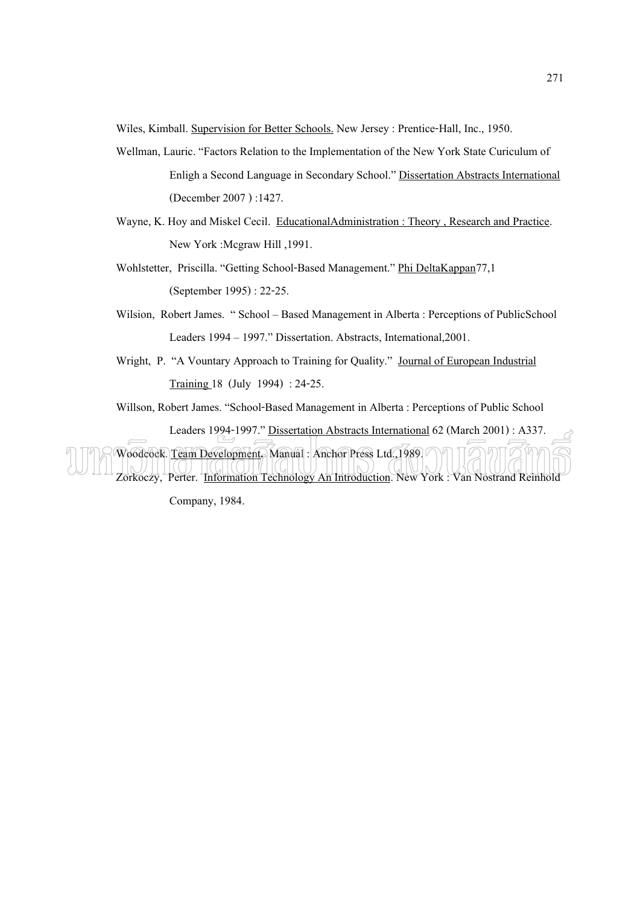Wiles, Kimball. Supervision for Better Schools. New Jersey : Prentice-Hall, Inc., 1950.

Wellman, Lauric. "Factors Relation to the Implementation of the New York State Curiculum of Enligh a Second Language in Secondary School." Dissertation Abstracts International (December 2007 ) :1427.

Wayne, K. Hoy and Miskel Cecil. EducationalAdministration : Theory , Research and Practice. New York :Mcgraw Hill ,1991.

Wohlstetter, Priscilla. "Getting School-Based Management." Phi DeltaKappan77,1 (September 1995) : 22-25.

Wilsion, Robert James. " School – Based Management in Alberta : Perceptions of PublicSchool Leaders 1994 – 1997." Dissertation. Abstracts, Intemational,2001.

Wright, P. "A Vountary Approach to Training for Quality." Journal of European Industrial Training 18 (July 1994) : 24-25.

Willson, Robert James. "School-Based Management in Alberta : Perceptions of Public School Leaders 1994-1997." Dissertation Abstracts International 62 (March 2001) : A337.

Woodcock. Team Development. Manual : Anchor Press Ltd.,1989.

Zorkoczy, Perter. Information Technology An Introduction. New York : Van Nostrand Reinhold Company, 1984.